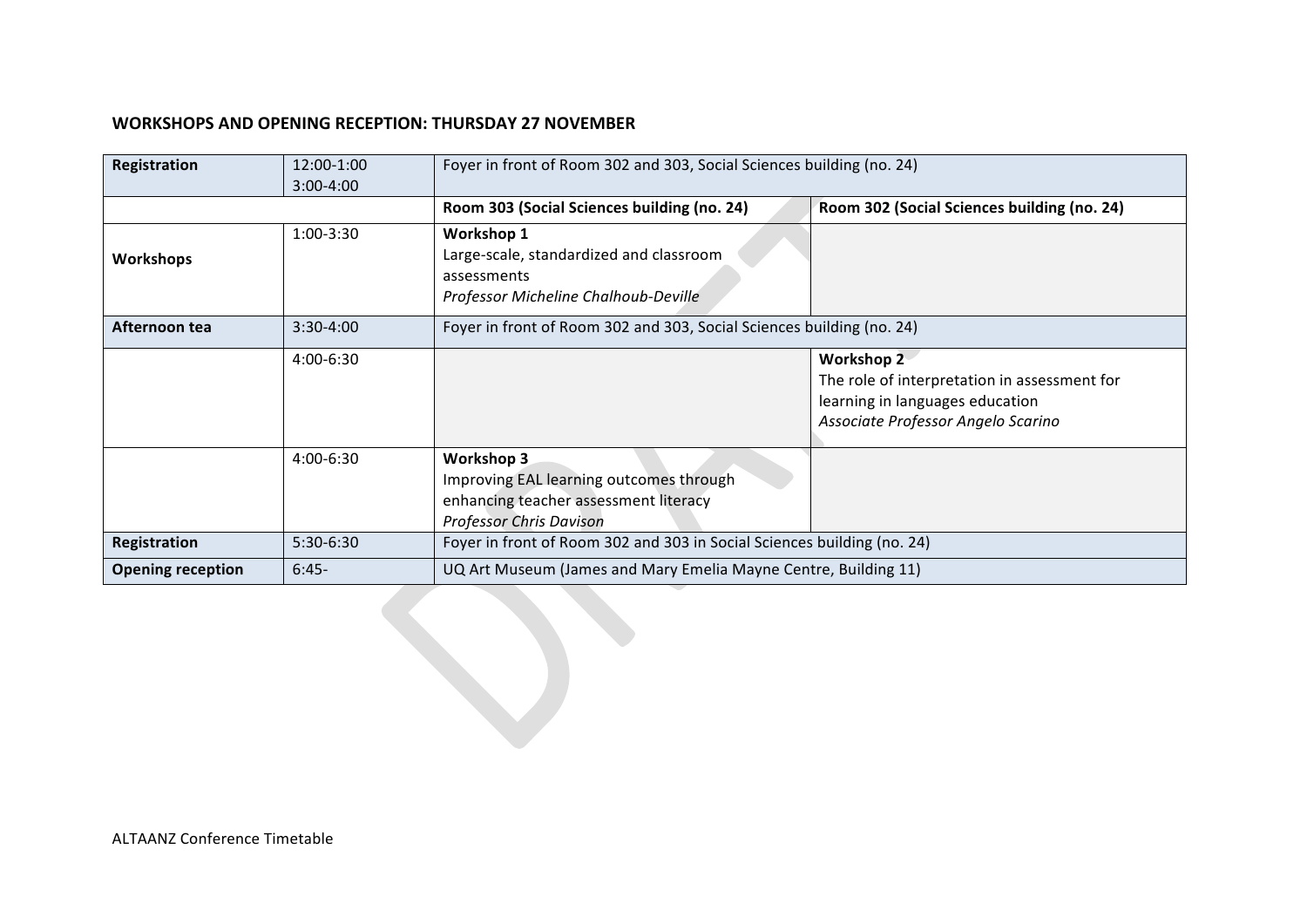**WORKSHOPS AND OPENING RECEPTION: THURSDAY 27 NOVEMBER**

| **Registration** | 12:00-1:00<br>3:00-4:00 | Foyer in front of Room 302 and 303, Social Sciences building (no. 24) | |
|---|---|---|---|
| | | **Room 303 (Social Sciences building (no. 24)** | **Room 302 (Social Sciences building (no. 24)** |
| **Workshops** | 1:00-3:30 | **Workshop 1**<br>Large-scale, standardized and classroom assessments<br>*Professor Micheline Chalhoub-Deville* | |
| **Afternoon tea** | 3:30-4:00 | Foyer in front of Room 302 and 303, Social Sciences building (no. 24) | |
| | 4:00-6:30 | | **Workshop 2**<br>The role of interpretation in assessment for learning in languages education<br>*Associate Professor Angelo Scarino* |
| | 4:00-6:30 | **Workshop 3**<br>Improving EAL learning outcomes through enhancing teacher assessment literacy<br>*Professor Chris Davison* | |
| **Registration** | 5:30-6:30 | Foyer in front of Room 302 and 303 in Social Sciences building (no. 24) | |
| **Opening reception** | 6:45- | UQ Art Museum (James and Mary Emelia Mayne Centre, Building 11) | |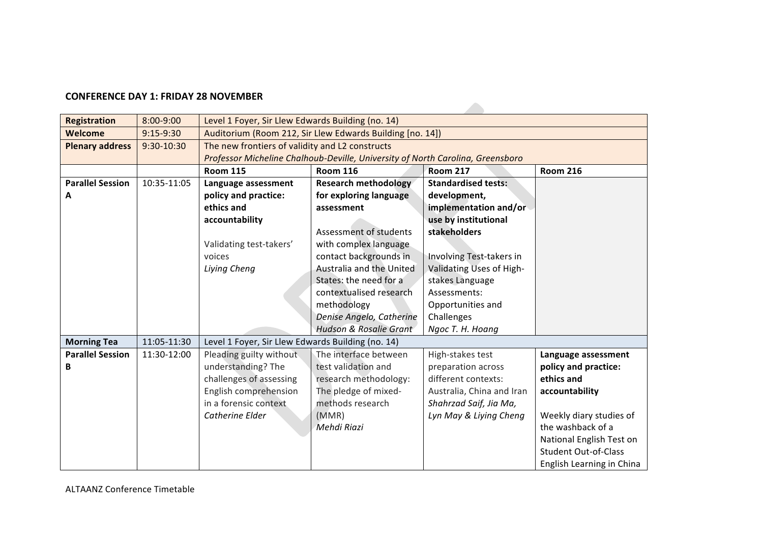## CONFERENCE DAY 1: FRIDAY 28 NOVEMBER

| | | | | | |
|---|---|---|---|---|---|
| **Registration** | 8:00-9:00 | Level 1 Foyer, Sir Llew Edwards Building (no. 14) | | | |
| **Welcome** | 9:15-9:30 | Auditorium (Room 212, Sir Llew Edwards Building [no. 14]) | | | |
| **Plenary address** | 9:30-10:30 | The new frontiers of validity and L2 constructs *Professor Micheline Chalhoub-Deville, University of North Carolina, Greensboro* | | | |
| | | **Room 115** | **Room 116** | **Room 217** | **Room 216** |
| **Parallel Session A** | 10:35-11:05 | **Language assessment policy and practice: ethics and accountability** Validating test-takers' voices *Liying Cheng* | **Research methodology for exploring language assessment** Assessment of students with complex language contact backgrounds in Australia and the United States: the need for a contextualised research methodology *Denise Angelo, Catherine Hudson & Rosalie Grant* | **Standardised tests: development, implementation and/or use by institutional stakeholders** Involving Test-takers in Validating Uses of High-stakes Language Assessments: Opportunities and Challenges *Ngoc T. H. Hoang* | |
| **Morning Tea** | 11:05-11:30 | Level 1 Foyer, Sir Llew Edwards Building (no. 14) | | | |
| **Parallel Session B** | 11:30-12:00 | Pleading guilty without understanding? The challenges of assessing English comprehension in a forensic context *Catherine Elder* | The interface between test validation and research methodology: The pledge of mixed-methods research (MMR) *Mehdi Riazi* | High-stakes test preparation across different contexts: Australia, China and Iran *Shahrzad Saif, Jia Ma, Lyn May & Liying Cheng* | **Language assessment policy and practice: ethics and accountability** Weekly diary studies of the washback of a National English Test on Student Out-of-Class English Learning in China |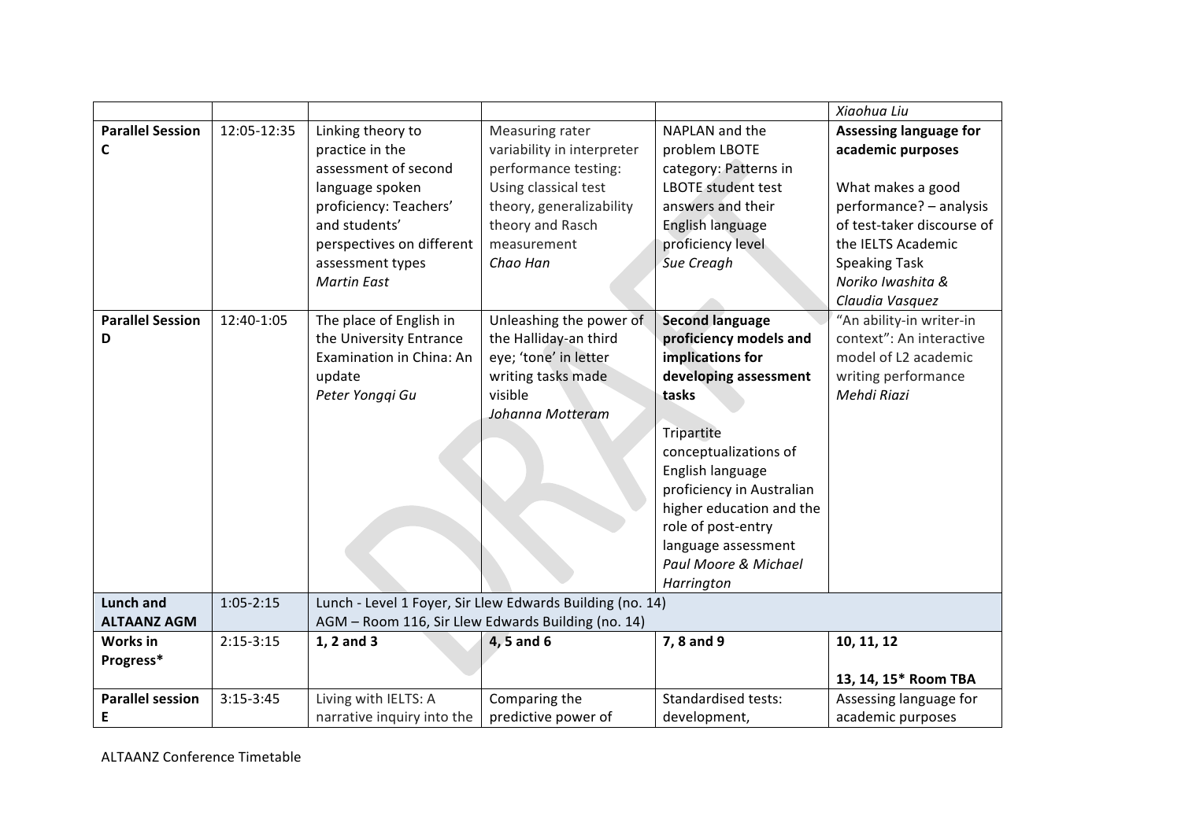| | | | | | |
|---|---|---|---|---|---|
| | | | | | *Xiaohua Liu* |
| **Parallel Session C** | 12:05-12:35 | Linking theory to practice in the assessment of second language spoken proficiency: Teachers' and students' perspectives on different assessment types *Martin East* | Measuring rater variability in interpreter performance testing: Using classical test theory, generalizability theory and Rasch measurement *Chao Han* | NAPLAN and the problem LBOTE category: Patterns in LBOTE student test answers and their English language proficiency level *Sue Creagh* | **Assessing language for academic purposes** What makes a good performance? – analysis of test-taker discourse of the IELTS Academic Speaking Task *Noriko Iwashita & Claudia Vasquez* |
| **Parallel Session D** | 12:40-1:05 | The place of English in the University Entrance Examination in China: An update *Peter Yongqi Gu* | Unleashing the power of the Halliday-an third eye; 'tone' in letter writing tasks made visible *Johanna Motteram* | **Second language proficiency models and implications for developing assessment tasks** Tripartite conceptualizations of English language proficiency in Australian higher education and the role of post-entry language assessment *Paul Moore & Michael Harrington* | "An ability-in writer-in context": An interactive model of L2 academic writing performance *Mehdi Riazi* |
| **Lunch and ALTAANZ AGM** | 1:05-2:15 | Lunch - Level 1 Foyer, Sir Llew Edwards Building (no. 14) AGM – Room 116, Sir Llew Edwards Building (no. 14) | | | |
| **Works in Progress*** | 2:15-3:15 | **1, 2 and 3** | **4, 5 and 6** | **7, 8 and 9** | **10, 11, 12** **13, 14, 15* Room TBA** |
| **Parallel session E** | 3:15-3:45 | Living with IELTS: A narrative inquiry into the | Comparing the predictive power of | Standardised tests: development, | Assessing language for academic purposes |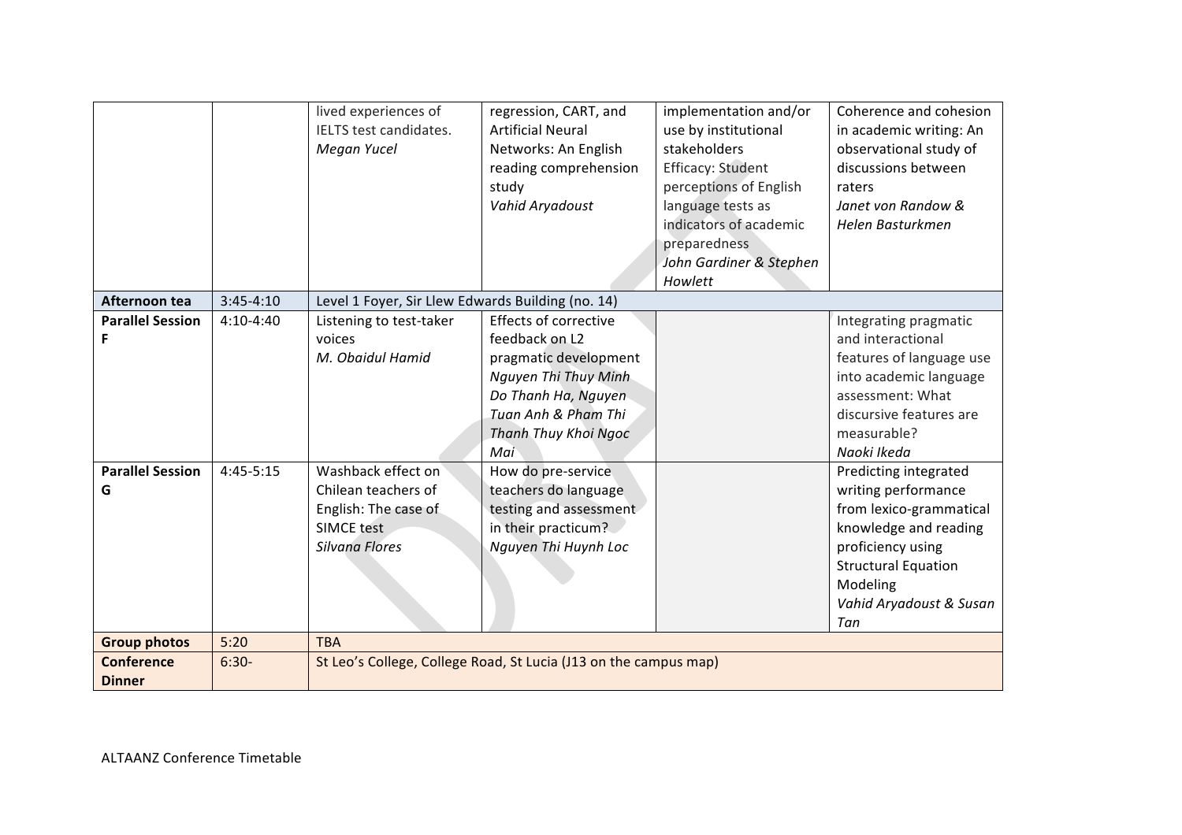|  |  |  |  |  |  |
| --- | --- | --- | --- | --- | --- |
|  |  | lived experiences of IELTS test candidates. *Megan Yucel* | regression, CART, and Artificial Neural Networks: An English reading comprehension study *Vahid Aryadoust* | implementation and/or use by institutional stakeholders Efficacy: Student perceptions of English language tests as indicators of academic preparedness *John Gardiner & Stephen Howlett* | Coherence and cohesion in academic writing: An observational study of discussions between raters *Janet von Randow & Helen Basturkmen* |
| **Afternoon tea** | 3:45-4:10 | Level 1 Foyer, Sir Llew Edwards Building (no. 14) | | | |
| **Parallel Session F** | 4:10-4:40 | Listening to test-taker voices *M. Obaidul Hamid* | Effects of corrective feedback on L2 pragmatic development *Nguyen Thi Thuy Minh Do Thanh Ha, Nguyen Tuan Anh & Pham Thi Thanh Thuy Khoi Ngoc Mai* |  | Integrating pragmatic and interactional features of language use into academic language assessment: What discursive features are measurable? *Naoki Ikeda* |
| **Parallel Session G** | 4:45-5:15 | Washback effect on Chilean teachers of English: The case of SIMCE test *Silvana Flores* | How do pre-service teachers do language testing and assessment in their practicum? *Nguyen Thi Huynh Loc* |  | Predicting integrated writing performance from lexico-grammatical knowledge and reading proficiency using Structural Equation Modeling *Vahid Aryadoust & Susan Tan* |
| **Group photos** | 5:20 | TBA | | | |
| **Conference Dinner** | 6:30- | St Leo's College, College Road, St Lucia (J13 on the campus map) | | | |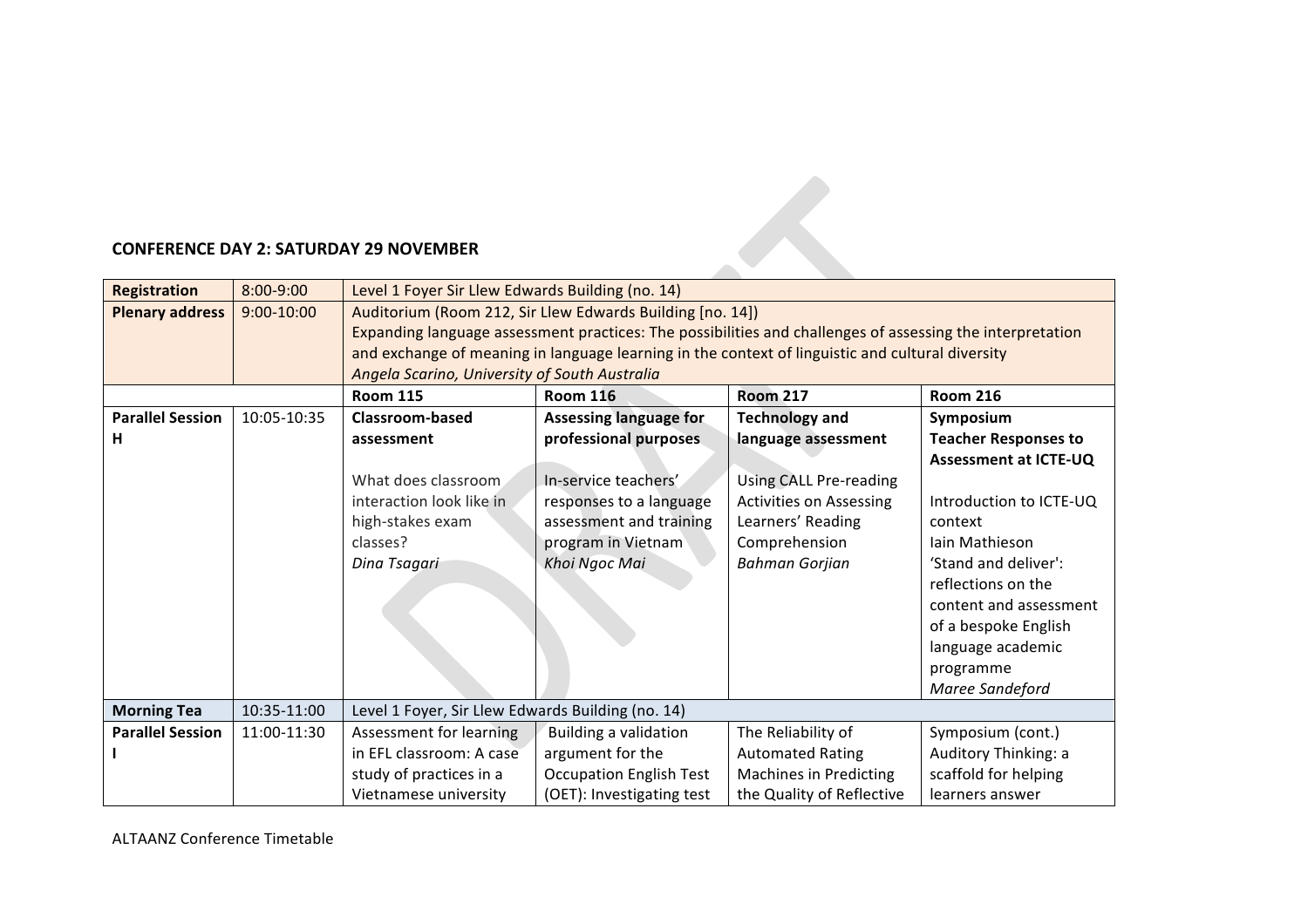**CONFERENCE DAY 2: SATURDAY 29 NOVEMBER**

| | | | | | |
|---|---|---|---|---|---|
| **Registration** | 8:00-9:00 | Level 1 Foyer Sir Llew Edwards Building (no. 14) | | | |
| **Plenary address** | 9:00-10:00 | Auditorium (Room 212, Sir Llew Edwards Building [no. 14]) Expanding language assessment practices: The possibilities and challenges of assessing the interpretation and exchange of meaning in language learning in the context of linguistic and cultural diversity *Angela Scarino, University of South Australia* | | | |
| | | **Room 115** | **Room 116** | **Room 217** | **Room 216** |
| **Parallel Session H** | 10:05-10:35 | **Classroom-based assessment** What does classroom interaction look like in high-stakes exam classes? *Dina Tsagari* | **Assessing language for professional purposes** In-service teachers' responses to a language assessment and training program in Vietnam *Khoi Ngoc Mai* | **Technology and language assessment** Using CALL Pre-reading Activities on Assessing Learners' Reading Comprehension *Bahman Gorjian* | **Symposium Teacher Responses to Assessment at ICTE-UQ** Introduction to ICTE-UQ context Iain Mathieson 'Stand and deliver': reflections on the content and assessment of a bespoke English language academic programme *Maree Sandeford* |
| **Morning Tea** | 10:35-11:00 | Level 1 Foyer, Sir Llew Edwards Building (no. 14) | | | |
| **Parallel Session I** | 11:00-11:30 | Assessment for learning in EFL classroom: A case study of practices in a Vietnamese university | Building a validation argument for the Occupation English Test (OET): Investigating test | The Reliability of Automated Rating Machines in Predicting the Quality of Reflective | Symposium (cont.) Auditory Thinking: a scaffold for helping learners answer |

ALTAANZ Conference Timetable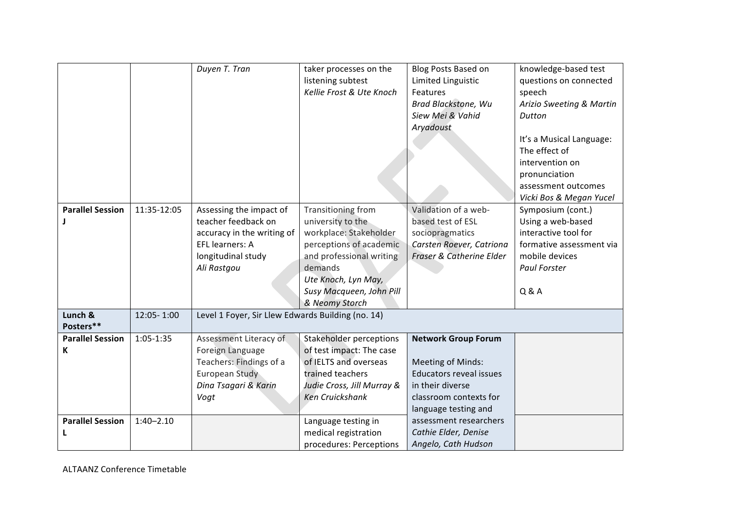| | | | | | |
|---|---|---|---|---|---|
| | | *Duyen T. Tran* | taker processes on the listening subtest *Kellie Frost & Ute Knoch* | Blog Posts Based on Limited Linguistic Features *Brad Blackstone, Wu Siew Mei & Vahid Aryadoust* | knowledge-based test questions on connected speech *Arizio Sweeting & Martin Dutton*<br><br>It's a Musical Language: The effect of intervention on pronunciation assessment outcomes *Vicki Bos & Megan Yucel* |
| **Parallel Session J** | 11:35-12:05 | Assessing the impact of teacher feedback on accuracy in the writing of EFL learners: A longitudinal study *Ali Rastgou* | Transitioning from university to the workplace: Stakeholder perceptions of academic and professional writing demands *Ute Knoch, Lyn May, Susy Macqueen, John Pill & Neomy Storch* | Validation of a web-based test of ESL sociopragmatics *Carsten Roever, Catriona Fraser & Catherine Elder* | Symposium (cont.) Using a web-based interactive tool for formative assessment via mobile devices *Paul Forster*<br><br>Q & A |
| **Lunch & Posters**** | 12:05- 1:00 | Level 1 Foyer, Sir Llew Edwards Building (no. 14) | | | |
| **Parallel Session K** | 1:05-1:35 | Assessment Literacy of Foreign Language Teachers: Findings of a European Study *Dina Tsagari & Karin Vogt* | Stakeholder perceptions of test impact: The case of IELTS and overseas trained teachers *Judie Cross, Jill Murray & Ken Cruickshank* | **Network Group Forum**<br><br>Meeting of Minds: Educators reveal issues in their diverse classroom contexts for language testing and assessment researchers *Cathie Elder, Denise Angelo, Cath Hudson* | |
| **Parallel Session L** | 1:40–2.10 | | Language testing in medical registration procedures: Perceptions | | |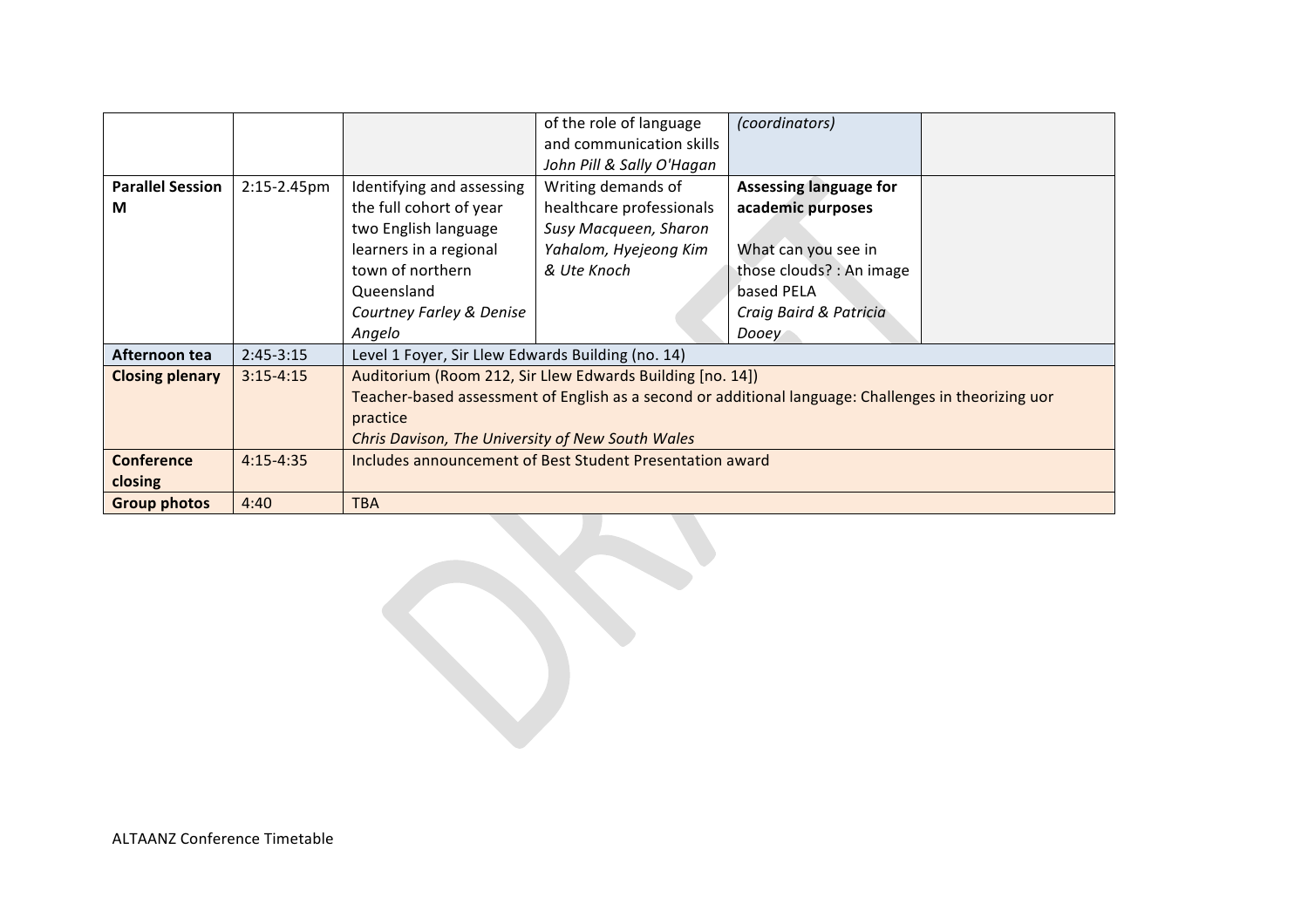| | | | | | |
|---|---|---|---|---|---|
| | | | of the role of language and communication skills *John Pill & Sally O'Hagan* | *(coordinators)* | |
| **Parallel Session M** | 2:15-2.45pm | Identifying and assessing the full cohort of year two English language learners in a regional town of northern Queensland *Courtney Farley & Denise Angelo* | Writing demands of healthcare professionals *Susy Macqueen, Sharon Yahalom, Hyejeong Kim & Ute Knoch* | **Assessing language for academic purposes** What can you see in those clouds? : An image based PELA *Craig Baird & Patricia Dooey* | |
| **Afternoon tea** | 2:45-3:15 | Level 1 Foyer, Sir Llew Edwards Building (no. 14) | | | |
| **Closing plenary** | 3:15-4:15 | Auditorium (Room 212, Sir Llew Edwards Building [no. 14]) Teacher-based assessment of English as a second or additional language: Challenges in theorizing uor practice *Chris Davison, The University of New South Wales* | | | |
| **Conference closing** | 4:15-4:35 | Includes announcement of Best Student Presentation award | | | |
| **Group photos** | 4:40 | TBA | | | |